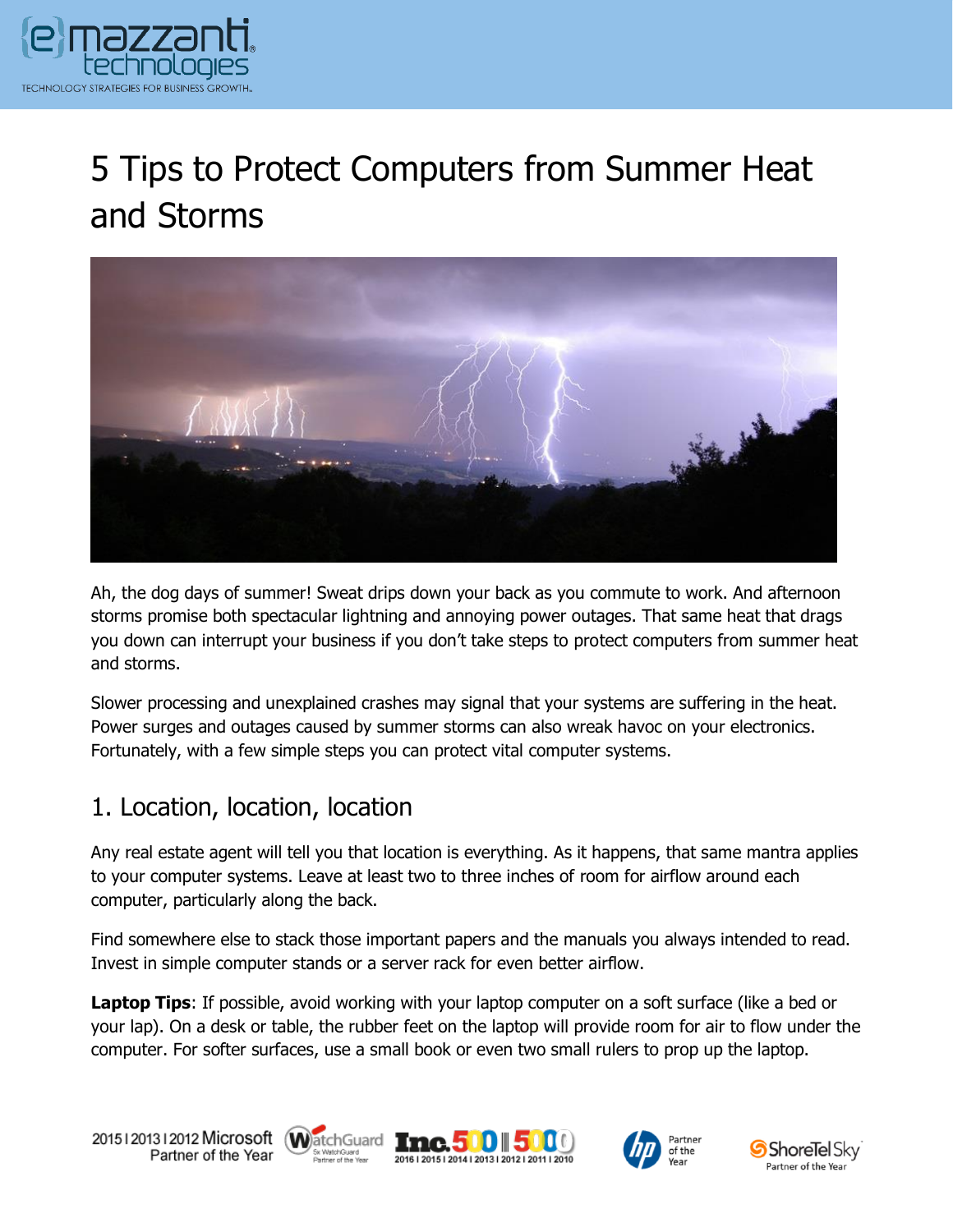# 5 Tips to Protect Computers from Summer Heat and Storms

Ah, the dog days of summer! Sweat drips down your back as you commute to work. And afternoon storms promise both spectacular lightning and annoying power outages. That same heat that drags you down can interrupt your business if you don't take steps to protect computers from summer heat and storms.

Slower processing and unexplained crashes may signal that your systems are suffering in the heat. Power surges and outages caused by summer storms can also wreak havoc on your electronics. Fortunately, with a few simple steps you can protect vital computer systems.

## 1. Location, location, location

Any real estate agent will tell you that location is everything. As it happens, that same mantra applies to your computer systems. Leave at least two to three inches of room for airflow around each computer, particularly along the back.

Find somewhere else to stack those important papers and the manuals you always intended to read. Invest in simple computer stands or a server rack for even better airflow.

**Laptop Tips**: If possible, avoid working with your laptop computer on a soft surface (like a bed or your lap). On a desk or table, the rubber feet on the laptop will provide room for air to flow under the computer. For softer surfaces, use a small book or even two small rulers to prop up the laptop.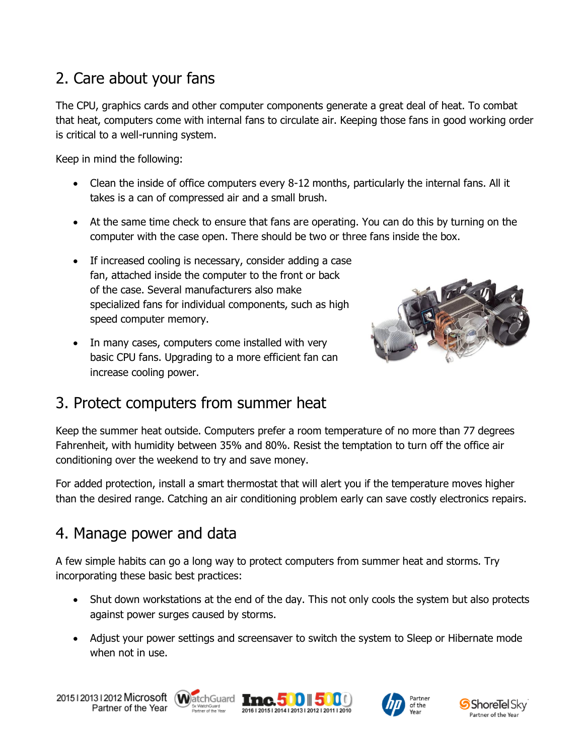## 2. Care about your fans

The CPU, graphics cards and other computer components generate a great deal of heat. To combat that heat, computers come with internal fans to circulate air. Keeping those fans in good working order is critical to a well-running system.

Keep in mind the following:

- Clean the inside of office computers every 8-12 months, particularly the internal fans. All it takes is a can of compressed air and a small brush.
- At the same time check to ensure that fans are operating. You can do this by turning on the computer with the case open. There should be two or three fans inside the box.
- If increased cooling is necessary, consider adding a case fan, attached inside the computer to the front or back of the case. Several manufacturers also make specialized fans for individual components, such as high speed computer memory.
- In many cases, computers come installed with very basic CPU fans. Upgrading to a more efficient fan can increase cooling power.

## 3. Protect computers from summer heat

Keep the summer heat outside. Computers prefer a room temperature of no more than 77 degrees Fahrenheit, with humidity between 35% and 80%. Resist the temptation to turn off the office air conditioning over the weekend to try and save money.

For added protection, install a smart thermostat that will alert you if the temperature moves higher than the desired range. Catching an air conditioning problem early can save costly electronics repairs.

## 4. Manage power and data

A few simple habits can go a long way to protect computers from summer heat and storms. Try incorporating these basic best practices:

- Shut down workstations at the end of the day. This not only cools the system but also protects against power surges caused by storms.
- Adjust your power settings and screensaver to switch the system to Sleep or Hibernate mode when not in use.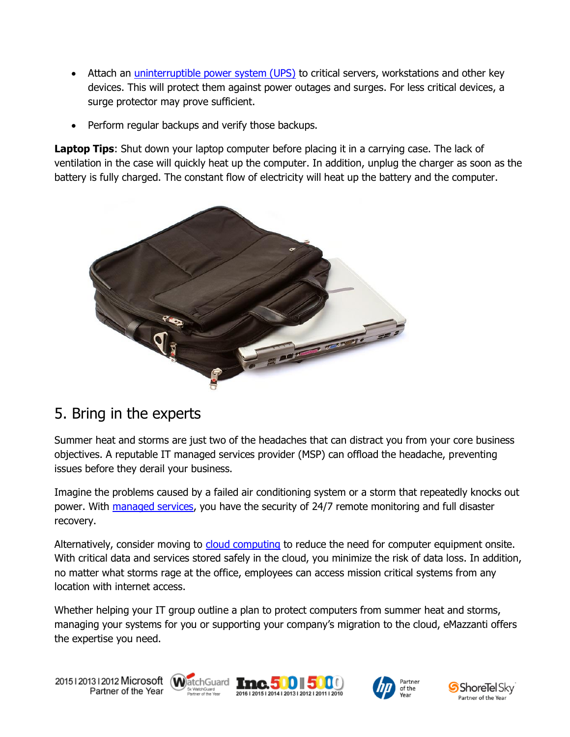- Attach an uninterruptible power system (UPS) to critical servers, workstations and other key devices. This will protect them against power outages and surges. For less critical devices, a surge protector may prove sufficient.
- Perform regular backups and verify those backups.

**Laptop Tips**: Shut down your laptop computer before placing it in a carrying case. The lack of ventilation in the case will quickly heat up the computer. In addition, unplug the charger as soon as the battery is fully charged. The constant flow of electricity will heat up the battery and the computer.

## 5. Bring in the experts

Summer heat and storms are just two of the headaches that can distract you from your core business objectives. A reputable IT managed services provider (MSP) can offload the headache, preventing issues before they derail your business.

Imagine the problems caused by a failed air conditioning system or a storm that repeatedly knocks out power. With managed services, you have the security of 24/7 remote monitoring and full disaster recovery.

Alternatively, consider moving to cloud computing to reduce the need for computer equipment onsite. With critical data and services stored safely in the cloud, you minimize the risk of data loss. In addition, no matter what storms rage at the office, employees can access mission critical systems from any location with internet access.

Whether helping your IT group outline a plan to protect computers from summer heat and storms, managing your systems for you or supporting your company's migration to the cloud, eMazzanti offers the expertise you need.

2015 | 2013 | 2012 Microsoft Partner of the Year

WatchGuard 5x WatchGuard Partner of the Year

Inc.500 | 5000 2016 | 2015 | 2014 | 2013 | 2012 | 2011 | 2010

hp Partner of the Year

ShoreTel Sky Partner of the Year